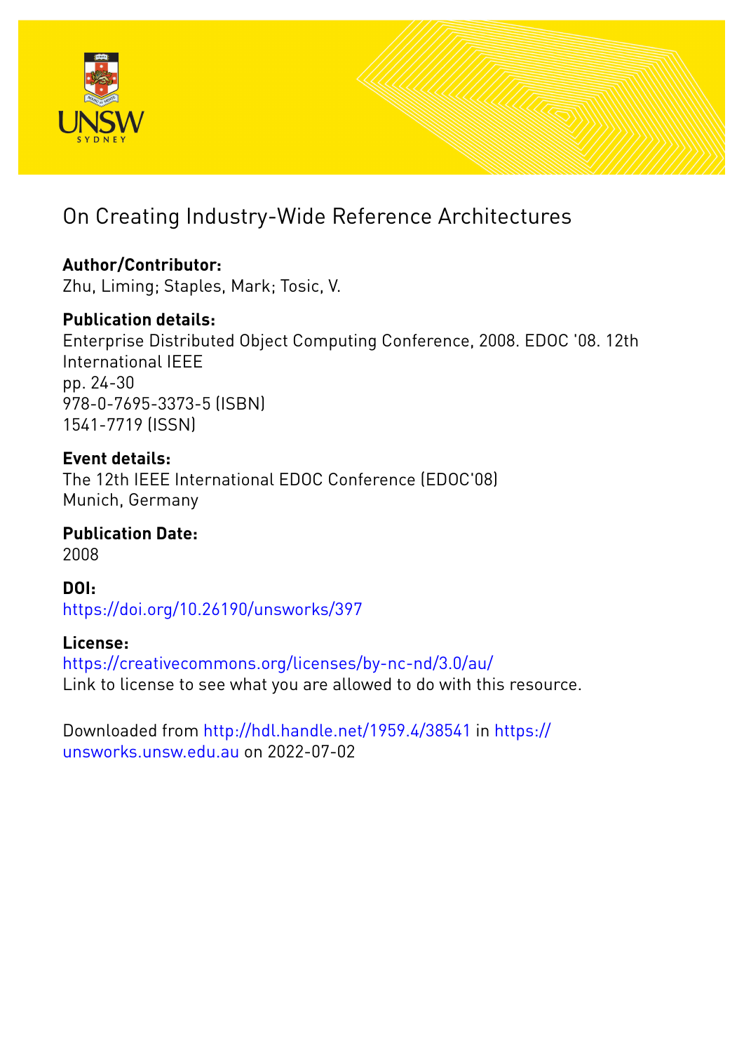# On Creating Industry-Wide Reference Architectures

**Author/Contributor:**
Zhu, Liming; Staples, Mark; Tosic, V.

**Publication details:**
Enterprise Distributed Object Computing Conference, 2008. EDOC '08. 12th International IEEE
pp. 24-30
978-0-7695-3373-5 (ISBN)
1541-7719 (ISSN)

**Event details:**
The 12th IEEE International EDOC Conference (EDOC'08)
Munich, Germany

**Publication Date:**
2008

**DOI:**
https://doi.org/10.26190/unsworks/397

**License:**
https://creativecommons.org/licenses/by-nc-nd/3.0/au/
Link to license to see what you are allowed to do with this resource.

Downloaded from http://hdl.handle.net/1959.4/38541 in https://unsworks.unsw.edu.au on 2022-07-02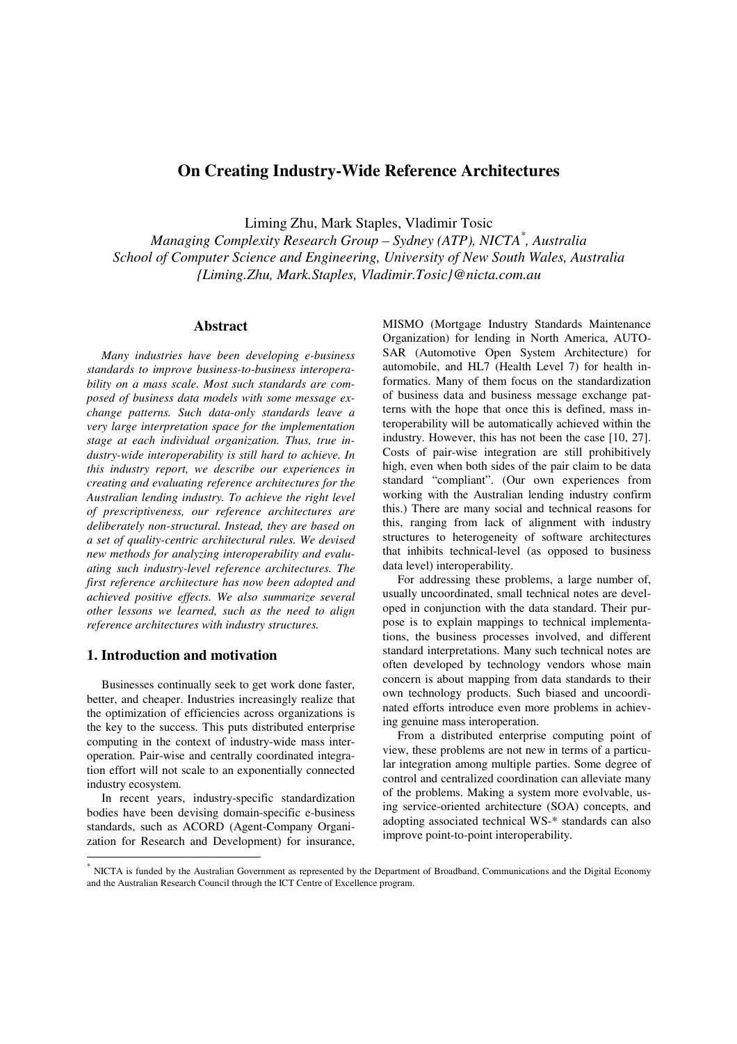# On Creating Industry-Wide Reference Architectures

Liming Zhu, Mark Staples, Vladimir Tosic

*Managing Complexity Research Group – Sydney (ATP), NICTA[*], Australia*
*School of Computer Science and Engineering, University of New South Wales, Australia*
*{Liming.Zhu, Mark.Staples, Vladimir.Tosic}@nicta.com.au*

## Abstract

*Many industries have been developing e-business standards to improve business-to-business interoperability on a mass scale. Most such standards are composed of business data models with some message exchange patterns. Such data-only standards leave a very large interpretation space for the implementation stage at each individual organization. Thus, true industry-wide interoperability is still hard to achieve. In this industry report, we describe our experiences in creating and evaluating reference architectures for the Australian lending industry. To achieve the right level of prescriptiveness, our reference architectures are deliberately non-structural. Instead, they are based on a set of quality-centric architectural rules. We devised new methods for analyzing interoperability and evaluating such industry-level reference architectures. The first reference architecture has now been adopted and achieved positive effects. We also summarize several other lessons we learned, such as the need to align reference architectures with industry structures.*

## 1. Introduction and motivation

Businesses continually seek to get work done faster, better, and cheaper. Industries increasingly realize that the optimization of efficiencies across organizations is the key to the success. This puts distributed enterprise computing in the context of industry-wide mass interoperation. Pair-wise and centrally coordinated integration effort will not scale to an exponentially connected industry ecosystem.

In recent years, industry-specific standardization bodies have been devising domain-specific e-business standards, such as ACORD (Agent-Company Organization for Research and Development) for insurance, MISMO (Mortgage Industry Standards Maintenance Organization) for lending in North America, AUTOSAR (Automotive Open System Architecture) for automobile, and HL7 (Health Level 7) for health informatics. Many of them focus on the standardization of business data and business message exchange patterns with the hope that once this is defined, mass interoperability will be automatically achieved within the industry. However, this has not been the case [10, 27]. Costs of pair-wise integration are still prohibitively high, even when both sides of the pair claim to be data standard "compliant". (Our own experiences from working with the Australian lending industry confirm this.) There are many social and technical reasons for this, ranging from lack of alignment with industry structures to heterogeneity of software architectures that inhibits technical-level (as opposed to business data level) interoperability.

For addressing these problems, a large number of, usually uncoordinated, small technical notes are developed in conjunction with the data standard. Their purpose is to explain mappings to technical implementations, the business processes involved, and different standard interpretations. Many such technical notes are often developed by technology vendors whose main concern is about mapping from data standards to their own technology products. Such biased and uncoordinated efforts introduce even more problems in achieving genuine mass interoperation.

From a distributed enterprise computing point of view, these problems are not new in terms of a particular integration among multiple parties. Some degree of control and centralized coordination can alleviate many of the problems. Making a system more evolvable, using service-oriented architecture (SOA) concepts, and adopting associated technical WS-* standards can also improve point-to-point interoperability.

[*] NICTA is funded by the Australian Government as represented by the Department of Broadband, Communications and the Digital Economy and the Australian Research Council through the ICT Centre of Excellence program.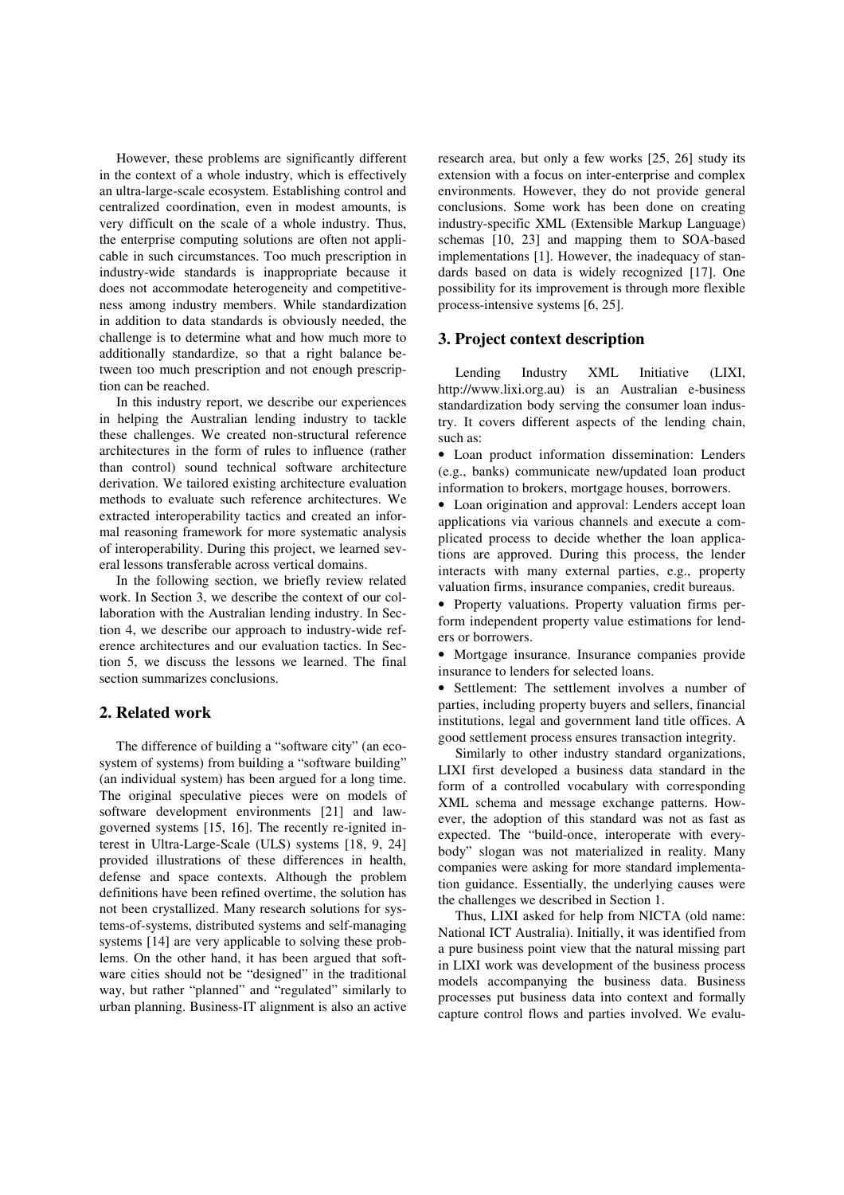However, these problems are significantly different in the context of a whole industry, which is effectively an ultra-large-scale ecosystem. Establishing control and centralized coordination, even in modest amounts, is very difficult on the scale of a whole industry. Thus, the enterprise computing solutions are often not applicable in such circumstances. Too much prescription in industry-wide standards is inappropriate because it does not accommodate heterogeneity and competitiveness among industry members. While standardization in addition to data standards is obviously needed, the challenge is to determine what and how much more to additionally standardize, so that a right balance between too much prescription and not enough prescription can be reached.

In this industry report, we describe our experiences in helping the Australian lending industry to tackle these challenges. We created non-structural reference architectures in the form of rules to influence (rather than control) sound technical software architecture derivation. We tailored existing architecture evaluation methods to evaluate such reference architectures. We extracted interoperability tactics and created an informal reasoning framework for more systematic analysis of interoperability. During this project, we learned several lessons transferable across vertical domains.

In the following section, we briefly review related work. In Section 3, we describe the context of our collaboration with the Australian lending industry. In Section 4, we describe our approach to industry-wide reference architectures and our evaluation tactics. In Section 5, we discuss the lessons we learned. The final section summarizes conclusions.

## 2. Related work

The difference of building a "software city" (an ecosystem of systems) from building a "software building" (an individual system) has been argued for a long time. The original speculative pieces were on models of software development environments [21] and law-governed systems [15, 16]. The recently re-ignited interest in Ultra-Large-Scale (ULS) systems [18, 9, 24] provided illustrations of these differences in health, defense and space contexts. Although the problem definitions have been refined overtime, the solution has not been crystallized. Many research solutions for systems-of-systems, distributed systems and self-managing systems [14] are very applicable to solving these problems. On the other hand, it has been argued that software cities should not be "designed" in the traditional way, but rather "planned" and "regulated" similarly to urban planning. Business-IT alignment is also an active research area, but only a few works [25, 26] study its extension with a focus on inter-enterprise and complex environments. However, they do not provide general conclusions. Some work has been done on creating industry-specific XML (Extensible Markup Language) schemas [10, 23] and mapping them to SOA-based implementations [1]. However, the inadequacy of standards based on data is widely recognized [17]. One possibility for its improvement is through more flexible process-intensive systems [6, 25].

## 3. Project context description

Lending Industry XML Initiative (LIXI, http://www.lixi.org.au) is an Australian e-business standardization body serving the consumer loan industry. It covers different aspects of the lending chain, such as:

- Loan product information dissemination: Lenders (e.g., banks) communicate new/updated loan product information to brokers, mortgage houses, borrowers.
- Loan origination and approval: Lenders accept loan applications via various channels and execute a complicated process to decide whether the loan applications are approved. During this process, the lender interacts with many external parties, e.g., property valuation firms, insurance companies, credit bureaus.
- Property valuations. Property valuation firms perform independent property value estimations for lenders or borrowers.
- Mortgage insurance. Insurance companies provide insurance to lenders for selected loans.
- Settlement: The settlement involves a number of parties, including property buyers and sellers, financial institutions, legal and government land title offices. A good settlement process ensures transaction integrity.

Similarly to other industry standard organizations, LIXI first developed a business data standard in the form of a controlled vocabulary with corresponding XML schema and message exchange patterns. However, the adoption of this standard was not as fast as expected. The "build-once, interoperate with everybody" slogan was not materialized in reality. Many companies were asking for more standard implementation guidance. Essentially, the underlying causes were the challenges we described in Section 1.

Thus, LIXI asked for help from NICTA (old name: National ICT Australia). Initially, it was identified from a pure business point view that the natural missing part in LIXI work was development of the business process models accompanying the business data. Business processes put business data into context and formally capture control flows and parties involved. We evalu-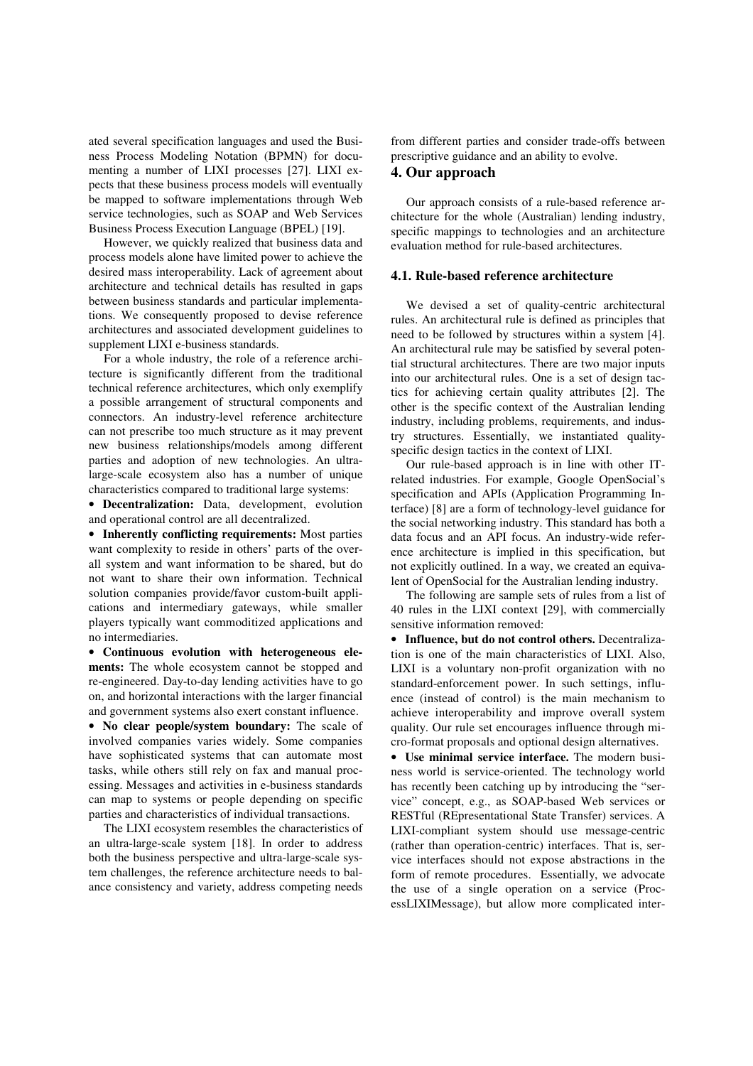ated several specification languages and used the Business Process Modeling Notation (BPMN) for documenting a number of LIXI processes [27]. LIXI expects that these business process models will eventually be mapped to software implementations through Web service technologies, such as SOAP and Web Services Business Process Execution Language (BPEL) [19].

However, we quickly realized that business data and process models alone have limited power to achieve the desired mass interoperability. Lack of agreement about architecture and technical details has resulted in gaps between business standards and particular implementations. We consequently proposed to devise reference architectures and associated development guidelines to supplement LIXI e-business standards.

For a whole industry, the role of a reference architecture is significantly different from the traditional technical reference architectures, which only exemplify a possible arrangement of structural components and connectors. An industry-level reference architecture can not prescribe too much structure as it may prevent new business relationships/models among different parties and adoption of new technologies. An ultra-large-scale ecosystem also has a number of unique characteristics compared to traditional large systems:

- **Decentralization:** Data, development, evolution and operational control are all decentralized.
- **Inherently conflicting requirements:** Most parties want complexity to reside in others' parts of the overall system and want information to be shared, but do not want to share their own information. Technical solution companies provide/favor custom-built applications and intermediary gateways, while smaller players typically want commoditized applications and no intermediaries.
- **Continuous evolution with heterogeneous elements:** The whole ecosystem cannot be stopped and re-engineered. Day-to-day lending activities have to go on, and horizontal interactions with the larger financial and government systems also exert constant influence.
- **No clear people/system boundary:** The scale of involved companies varies widely. Some companies have sophisticated systems that can automate most tasks, while others still rely on fax and manual processing. Messages and activities in e-business standards can map to systems or people depending on specific parties and characteristics of individual transactions.

The LIXI ecosystem resembles the characteristics of an ultra-large-scale system [18]. In order to address both the business perspective and ultra-large-scale system challenges, the reference architecture needs to balance consistency and variety, address competing needs from different parties and consider trade-offs between prescriptive guidance and an ability to evolve.

## 4. Our approach

Our approach consists of a rule-based reference architecture for the whole (Australian) lending industry, specific mappings to technologies and an architecture evaluation method for rule-based architectures.

### 4.1. Rule-based reference architecture

We devised a set of quality-centric architectural rules. An architectural rule is defined as principles that need to be followed by structures within a system [4]. An architectural rule may be satisfied by several potential structural architectures. There are two major inputs into our architectural rules. One is a set of design tactics for achieving certain quality attributes [2]. The other is the specific context of the Australian lending industry, including problems, requirements, and industry structures. Essentially, we instantiated quality-specific design tactics in the context of LIXI.

Our rule-based approach is in line with other IT-related industries. For example, Google OpenSocial's specification and APIs (Application Programming Interface) [8] are a form of technology-level guidance for the social networking industry. This standard has both a data focus and an API focus. An industry-wide reference architecture is implied in this specification, but not explicitly outlined. In a way, we created an equivalent of OpenSocial for the Australian lending industry.

The following are sample sets of rules from a list of 40 rules in the LIXI context [29], with commercially sensitive information removed:

- **Influence, but do not control others.** Decentralization is one of the main characteristics of LIXI. Also, LIXI is a voluntary non-profit organization with no standard-enforcement power. In such settings, influence (instead of control) is the main mechanism to achieve interoperability and improve overall system quality. Our rule set encourages influence through micro-format proposals and optional design alternatives.
- **Use minimal service interface.** The modern business world is service-oriented. The technology world has recently been catching up by introducing the "service" concept, e.g., as SOAP-based Web services or RESTful (REpresentational State Transfer) services. A LIXI-compliant system should use message-centric (rather than operation-centric) interfaces. That is, service interfaces should not expose abstractions in the form of remote procedures. Essentially, we advocate the use of a single operation on a service (ProcessLIXIMessage), but allow more complicated inter-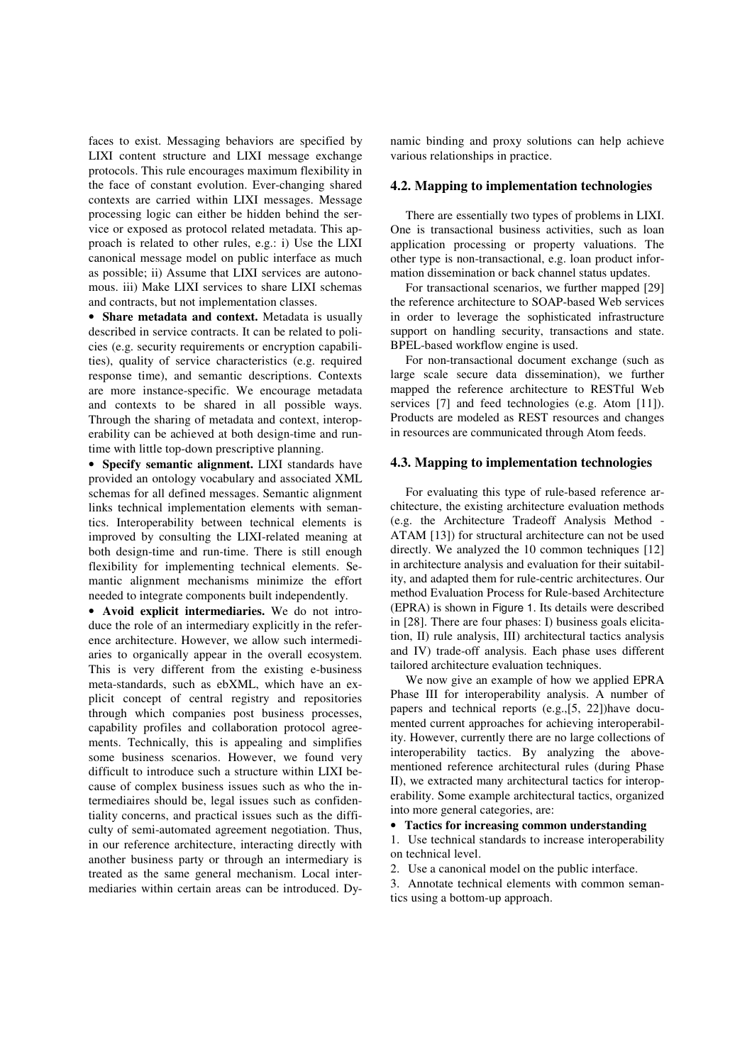faces to exist. Messaging behaviors are specified by LIXI content structure and LIXI message exchange protocols. This rule encourages maximum flexibility in the face of constant evolution. Ever-changing shared contexts are carried within LIXI messages. Message processing logic can either be hidden behind the service or exposed as protocol related metadata. This approach is related to other rules, e.g.: i) Use the LIXI canonical message model on public interface as much as possible; ii) Assume that LIXI services are autonomous. iii) Make LIXI services to share LIXI schemas and contracts, but not implementation classes.

- **Share metadata and context.** Metadata is usually described in service contracts. It can be related to policies (e.g. security requirements or encryption capabilities), quality of service characteristics (e.g. required response time), and semantic descriptions. Contexts are more instance-specific. We encourage metadata and contexts to be shared in all possible ways. Through the sharing of metadata and context, interoperability can be achieved at both design-time and run-time with little top-down prescriptive planning.
- **Specify semantic alignment.** LIXI standards have provided an ontology vocabulary and associated XML schemas for all defined messages. Semantic alignment links technical implementation elements with semantics. Interoperability between technical elements is improved by consulting the LIXI-related meaning at both design-time and run-time. There is still enough flexibility for implementing technical elements. Semantic alignment mechanisms minimize the effort needed to integrate components built independently.
- **Avoid explicit intermediaries.** We do not introduce the role of an intermediary explicitly in the reference architecture. However, we allow such intermediaries to organically appear in the overall ecosystem. This is very different from the existing e-business meta-standards, such as ebXML, which have an explicit concept of central registry and repositories through which companies post business processes, capability profiles and collaboration protocol agreements. Technically, this is appealing and simplifies some business scenarios. However, we found very difficult to introduce such a structure within LIXI because of complex business issues such as who the intermediaires should be, legal issues such as confidentiality concerns, and practical issues such as the difficulty of semi-automated agreement negotiation. Thus, in our reference architecture, interacting directly with another business party or through an intermediary is treated as the same general mechanism. Local intermediaries within certain areas can be introduced. Dynamic binding and proxy solutions can help achieve various relationships in practice.

### 4.2. Mapping to implementation technologies

There are essentially two types of problems in LIXI. One is transactional business activities, such as loan application processing or property valuations. The other type is non-transactional, e.g. loan product information dissemination or back channel status updates.

For transactional scenarios, we further mapped [29] the reference architecture to SOAP-based Web services in order to leverage the sophisticated infrastructure support on handling security, transactions and state. BPEL-based workflow engine is used.

For non-transactional document exchange (such as large scale secure data dissemination), we further mapped the reference architecture to RESTful Web services [7] and feed technologies (e.g. Atom [11]). Products are modeled as REST resources and changes in resources are communicated through Atom feeds.

### 4.3. Mapping to implementation technologies

For evaluating this type of rule-based reference architecture, the existing architecture evaluation methods (e.g. the Architecture Tradeoff Analysis Method - ATAM [13]) for structural architecture can not be used directly. We analyzed the 10 common techniques [12] in architecture analysis and evaluation for their suitability, and adapted them for rule-centric architectures. Our method Evaluation Process for Rule-based Architecture (EPRA) is shown in Figure 1. Its details were described in [28]. There are four phases: I) business goals elicitation, II) rule analysis, III) architectural tactics analysis and IV) trade-off analysis. Each phase uses different tailored architecture evaluation techniques.

We now give an example of how we applied EPRA Phase III for interoperability analysis. A number of papers and technical reports (e.g.,[5, 22])have documented current approaches for achieving interoperability. However, currently there are no large collections of interoperability tactics. By analyzing the above-mentioned reference architectural rules (during Phase II), we extracted many architectural tactics for interoperability. Some example architectural tactics, organized into more general categories, are:

- **Tactics for increasing common understanding**

1. Use technical standards to increase interoperability on technical level.
2. Use a canonical model on the public interface.
3. Annotate technical elements with common semantics using a bottom-up approach.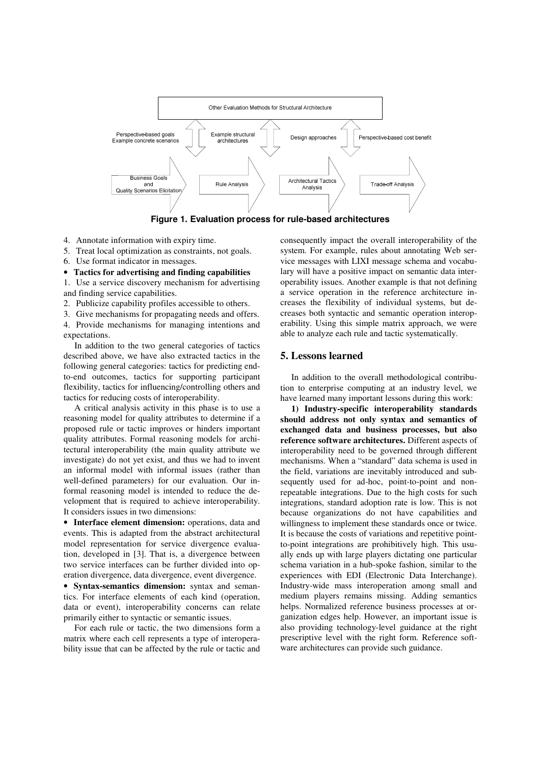Other Evaluation Methods for Structural Architecture

Perspective-based goals
Example concrete scenarios

Example structural architectures

Design approaches

Perspective-based cost benefit

Business Goals and Quality Scenarios Elicitation

Rule Analysis

Architectural Tactics Analysis

Trade-off Analysis

**Figure 1. Evaluation process for rule-based architectures**

4. Annotate information with expiry time.
5. Treat local optimization as constraints, not goals.
6. Use format indicator in messages.

- **Tactics for advertising and finding capabilities**

1. Use a service discovery mechanism for advertising and finding service capabilities.
2. Publicize capability profiles accessible to others.
3. Give mechanisms for propagating needs and offers.
4. Provide mechanisms for managing intentions and expectations.

In addition to the two general categories of tactics described above, we have also extracted tactics in the following general categories: tactics for predicting end-to-end outcomes, tactics for supporting participant flexibility, tactics for influencing/controlling others and tactics for reducing costs of interoperability.

A critical analysis activity in this phase is to use a reasoning model for quality attributes to determine if a proposed rule or tactic improves or hinders important quality attributes. Formal reasoning models for architectural interoperability (the main quality attribute we investigate) do not yet exist, and thus we had to invent an informal model with informal issues (rather than well-defined parameters) for our evaluation. Our informal reasoning model is intended to reduce the development that is required to achieve interoperability. It considers issues in two dimensions:

- **Interface element dimension:** operations, data and events. This is adapted from the abstract architectural model representation for service divergence evaluation, developed in [3]. That is, a divergence between two service interfaces can be further divided into operation divergence, data divergence, event divergence.
- **Syntax-semantics dimension:** syntax and semantics. For interface elements of each kind (operation, data or event), interoperability concerns can relate primarily either to syntactic or semantic issues.

For each rule or tactic, the two dimensions form a matrix where each cell represents a type of interoperability issue that can be affected by the rule or tactic and consequently impact the overall interoperability of the system. For example, rules about annotating Web service messages with LIXI message schema and vocabulary will have a positive impact on semantic data interoperability issues. Another example is that not defining a service operation in the reference architecture increases the flexibility of individual systems, but decreases both syntactic and semantic operation interoperability. Using this simple matrix approach, we were able to analyze each rule and tactic systematically.

## 5. Lessons learned

In addition to the overall methodological contribution to enterprise computing at an industry level, we have learned many important lessons during this work:

**1) Industry-specific interoperability standards should address not only syntax and semantics of exchanged data and business processes, but also reference software architectures.** Different aspects of interoperability need to be governed through different mechanisms. When a "standard" data schema is used in the field, variations are inevitably introduced and subsequently used for ad-hoc, point-to-point and non-repeatable integrations. Due to the high costs for such integrations, standard adoption rate is low. This is not because organizations do not have capabilities and willingness to implement these standards once or twice. It is because the costs of variations and repetitive point-to-point integrations are prohibitively high. This usually ends up with large players dictating one particular schema variation in a hub-spoke fashion, similar to the experiences with EDI (Electronic Data Interchange). Industry-wide mass interoperation among small and medium players remains missing. Adding semantics helps. Normalized reference business processes at organization edges help. However, an important issue is also providing technology-level guidance at the right prescriptive level with the right form. Reference software architectures can provide such guidance.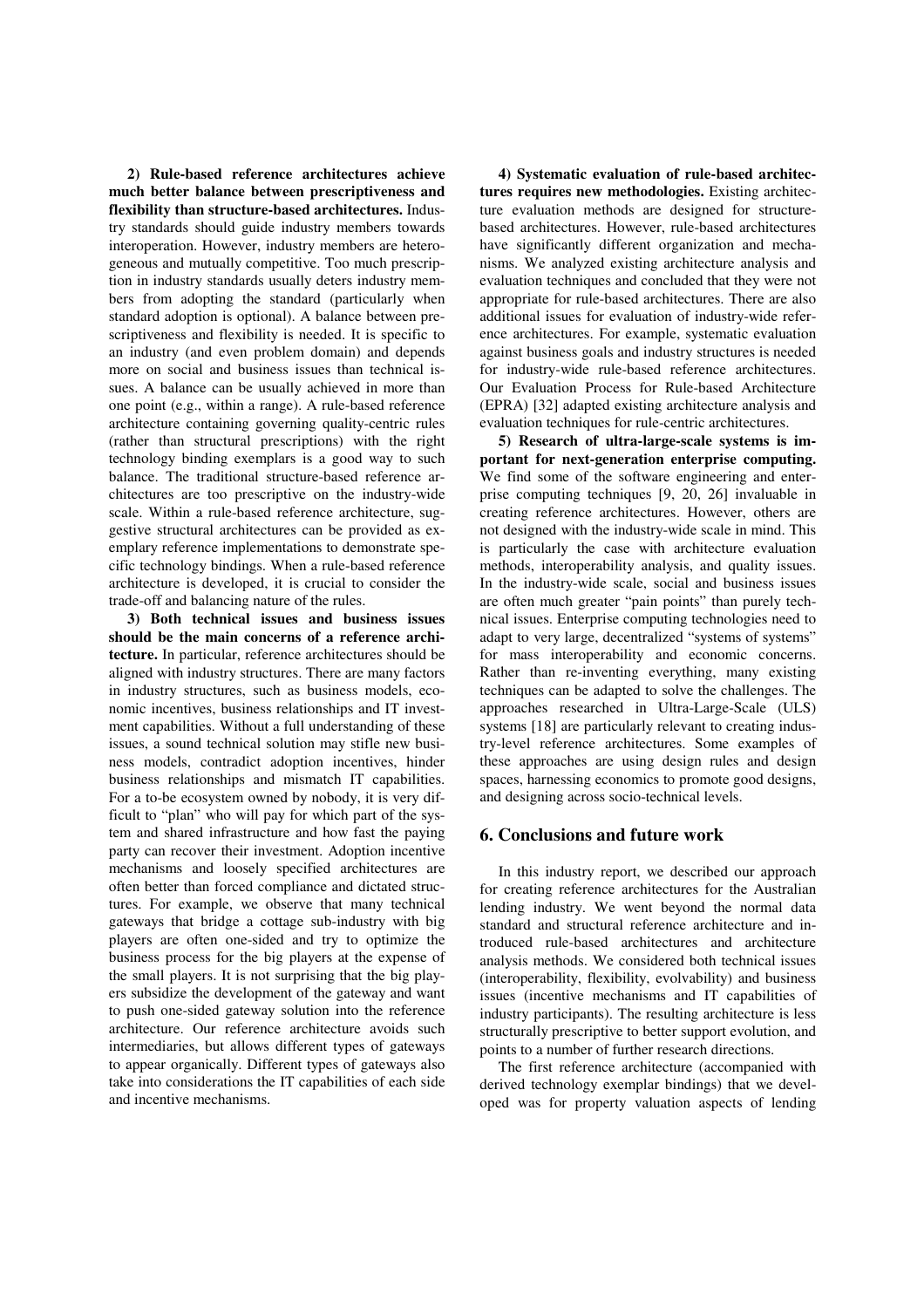**2) Rule-based reference architectures achieve much better balance between prescriptiveness and flexibility than structure-based architectures.** Industry standards should guide industry members towards interoperation. However, industry members are heterogeneous and mutually competitive. Too much prescription in industry standards usually deters industry members from adopting the standard (particularly when standard adoption is optional). A balance between prescriptiveness and flexibility is needed. It is specific to an industry (and even problem domain) and depends more on social and business issues than technical issues. A balance can be usually achieved in more than one point (e.g., within a range). A rule-based reference architecture containing governing quality-centric rules (rather than structural prescriptions) with the right technology binding exemplars is a good way to such balance. The traditional structure-based reference architectures are too prescriptive on the industry-wide scale. Within a rule-based reference architecture, suggestive structural architectures can be provided as exemplary reference implementations to demonstrate specific technology bindings. When a rule-based reference architecture is developed, it is crucial to consider the trade-off and balancing nature of the rules.

**3) Both technical issues and business issues should be the main concerns of a reference architecture.** In particular, reference architectures should be aligned with industry structures. There are many factors in industry structures, such as business models, economic incentives, business relationships and IT investment capabilities. Without a full understanding of these issues, a sound technical solution may stifle new business models, contradict adoption incentives, hinder business relationships and mismatch IT capabilities. For a to-be ecosystem owned by nobody, it is very difficult to "plan" who will pay for which part of the system and shared infrastructure and how fast the paying party can recover their investment. Adoption incentive mechanisms and loosely specified architectures are often better than forced compliance and dictated structures. For example, we observe that many technical gateways that bridge a cottage sub-industry with big players are often one-sided and try to optimize the business process for the big players at the expense of the small players. It is not surprising that the big players subsidize the development of the gateway and want to push one-sided gateway solution into the reference architecture. Our reference architecture avoids such intermediaries, but allows different types of gateways to appear organically. Different types of gateways also take into considerations the IT capabilities of each side and incentive mechanisms.

**4) Systematic evaluation of rule-based architectures requires new methodologies.** Existing architecture evaluation methods are designed for structure-based architectures. However, rule-based architectures have significantly different organization and mechanisms. We analyzed existing architecture analysis and evaluation techniques and concluded that they were not appropriate for rule-based architectures. There are also additional issues for evaluation of industry-wide reference architectures. For example, systematic evaluation against business goals and industry structures is needed for industry-wide rule-based reference architectures. Our Evaluation Process for Rule-based Architecture (EPRA) [32] adapted existing architecture analysis and evaluation techniques for rule-centric architectures.

**5) Research of ultra-large-scale systems is important for next-generation enterprise computing.** We find some of the software engineering and enterprise computing techniques [9, 20, 26] invaluable in creating reference architectures. However, others are not designed with the industry-wide scale in mind. This is particularly the case with architecture evaluation methods, interoperability analysis, and quality issues. In the industry-wide scale, social and business issues are often much greater "pain points" than purely technical issues. Enterprise computing technologies need to adapt to very large, decentralized "systems of systems" for mass interoperability and economic concerns. Rather than re-inventing everything, many existing techniques can be adapted to solve the challenges. The approaches researched in Ultra-Large-Scale (ULS) systems [18] are particularly relevant to creating industry-level reference architectures. Some examples of these approaches are using design rules and design spaces, harnessing economics to promote good designs, and designing across socio-technical levels.

## 6. Conclusions and future work

In this industry report, we described our approach for creating reference architectures for the Australian lending industry. We went beyond the normal data standard and structural reference architecture and introduced rule-based architectures and architecture analysis methods. We considered both technical issues (interoperability, flexibility, evolvability) and business issues (incentive mechanisms and IT capabilities of industry participants). The resulting architecture is less structurally prescriptive to better support evolution, and points to a number of further research directions.

The first reference architecture (accompanied with derived technology exemplar bindings) that we developed was for property valuation aspects of lending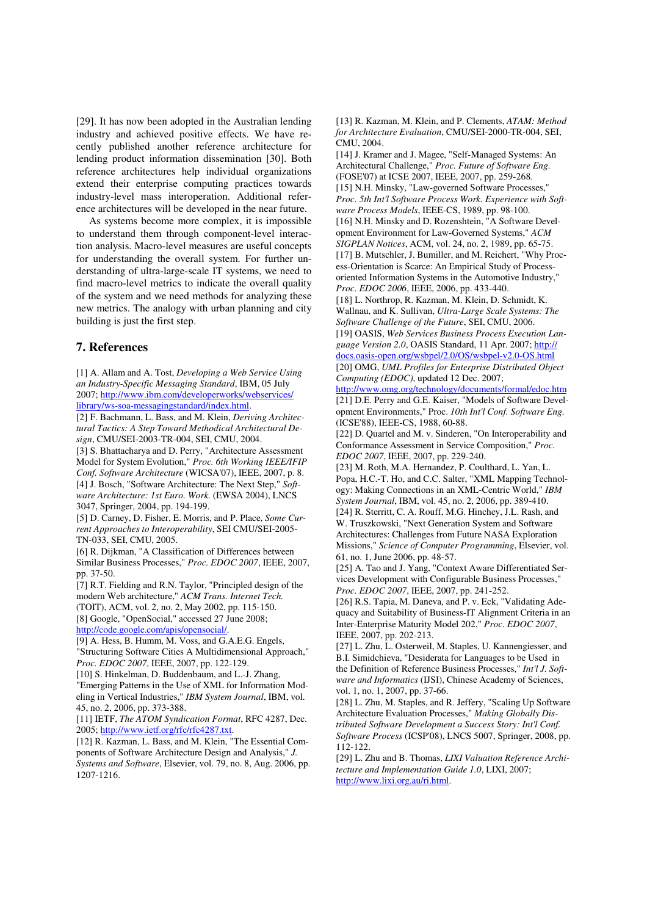[29]. It has now been adopted in the Australian lending industry and achieved positive effects. We have recently published another reference architecture for lending product information dissemination [30]. Both reference architectures help individual organizations extend their enterprise computing practices towards industry-level mass interoperation. Additional reference architectures will be developed in the near future.

As systems become more complex, it is impossible to understand them through component-level interaction analysis. Macro-level measures are useful concepts for understanding the overall system. For further understanding of ultra-large-scale IT systems, we need to find macro-level metrics to indicate the overall quality of the system and we need methods for analyzing these new metrics. The analogy with urban planning and city building is just the first step.

## 7. References

[1] A. Allam and A. Tost, *Developing a Web Service Using an Industry-Specific Messaging Standard*, IBM, 05 July 2007; http://www.ibm.com/developerworks/webservices/library/ws-soa-messagingstandard/index.html.

[2] F. Bachmann, L. Bass, and M. Klein, *Deriving Architectural Tactics: A Step Toward Methodical Architectural Design*, CMU/SEI-2003-TR-004, SEI, CMU, 2004.

[3] S. Bhattacharya and D. Perry, "Architecture Assessment Model for System Evolution," *Proc. 6th Working IEEE/IFIP Conf. Software Architecture* (WICSA'07), IEEE, 2007, p. 8.

[4] J. Bosch, "Software Architecture: The Next Step," *Software Architecture: 1st Euro. Work.* (EWSA 2004), LNCS 3047, Springer, 2004, pp. 194-199.

[5] D. Carney, D. Fisher, E. Morris, and P. Place, *Some Current Approaches to Interoperability*, SEI CMU/SEI-2005-TN-033, SEI, CMU, 2005.

[6] R. Dijkman, "A Classification of Differences between Similar Business Processes," *Proc. EDOC 2007*, IEEE, 2007, pp. 37-50.

[7] R.T. Fielding and R.N. Taylor, "Principled design of the modern Web architecture," *ACM Trans. Internet Tech.* (TOIT), ACM, vol. 2, no. 2, May 2002, pp. 115-150.

[8] Google, "OpenSocial," accessed 27 June 2008; http://code.google.com/apis/opensocial/.

[9] A. Hess, B. Humm, M. Voss, and G.A.E.G. Engels, "Structuring Software Cities A Multidimensional Approach," *Proc. EDOC 2007*, IEEE, 2007, pp. 122-129.

[10] S. Hinkelman, D. Buddenbaum, and L.-J. Zhang, "Emerging Patterns in the Use of XML for Information Modeling in Vertical Industries," *IBM System Journal*, IBM, vol. 45, no. 2, 2006, pp. 373-388.

[11] IETF, *The ATOM Syndication Format*, RFC 4287, Dec. 2005; http://www.ietf.org/rfc/rfc4287.txt.

[12] R. Kazman, L. Bass, and M. Klein, "The Essential Components of Software Architecture Design and Analysis," *J. Systems and Software*, Elsevier, vol. 79, no. 8, Aug. 2006, pp. 1207-1216.

[13] R. Kazman, M. Klein, and P. Clements, *ATAM: Method for Architecture Evaluation*, CMU/SEI-2000-TR-004, SEI, CMU, 2004.

[14] J. Kramer and J. Magee, "Self-Managed Systems: An Architectural Challenge," *Proc. Future of Software Eng.* (FOSE'07) at ICSE 2007, IEEE, 2007, pp. 259-268.

[15] N.H. Minsky, "Law-governed Software Processes," *Proc. 5th Int'l Software Process Work. Experience with Software Process Models*, IEEE-CS, 1989, pp. 98-100.

[16] N.H. Minsky and D. Rozenshtein, "A Software Development Environment for Law-Governed Systems," *ACM SIGPLAN Notices*, ACM, vol. 24, no. 2, 1989, pp. 65-75.

[17] B. Mutschler, J. Bumiller, and M. Reichert, "Why Process-Orientation is Scarce: An Empirical Study of Process-oriented Information Systems in the Automotive Industry," *Proc. EDOC 2006*, IEEE, 2006, pp. 433-440.

[18] L. Northrop, R. Kazman, M. Klein, D. Schmidt, K. Wallnau, and K. Sullivan, *Ultra-Large Scale Systems: The Software Challenge of the Future*, SEI, CMU, 2006.

[19] OASIS, *Web Services Business Process Execution Language Version 2.0*, OASIS Standard, 11 Apr. 2007; http://docs.oasis-open.org/wsbpel/2.0/OS/wsbpel-v2.0-OS.html

[20] OMG, *UML Profiles for Enterprise Distributed Object Computing (EDOC)*, updated 12 Dec. 2007; http://www.omg.org/technology/documents/formal/edoc.htm

[21] D.E. Perry and G.E. Kaiser, "Models of Software Development Environments," Proc. *10th Int'l Conf. Software Eng.* (ICSE'88), IEEE-CS, 1988, 60-88.

[22] D. Quartel and M. v. Sinderen, "On Interoperability and Conformance Assessment in Service Composition," *Proc. EDOC 2007*, IEEE, 2007, pp. 229-240.

[23] M. Roth, M.A. Hernandez, P. Coulthard, L. Yan, L. Popa, H.C.-T. Ho, and C.C. Salter, "XML Mapping Technology: Making Connections in an XML-Centric World," *IBM System Journal*, IBM, vol. 45, no. 2, 2006, pp. 389-410.

[24] R. Sterritt, C. A. Rouff, M.G. Hinchey, J.L. Rash, and W. Truszkowski, "Next Generation System and Software Architectures: Challenges from Future NASA Exploration Missions," *Science of Computer Programming*, Elsevier, vol. 61, no. 1, June 2006, pp. 48-57.

[25] A. Tao and J. Yang, "Context Aware Differentiated Services Development with Configurable Business Processes," *Proc. EDOC 2007*, IEEE, 2007, pp. 241-252.

[26] R.S. Tapia, M. Daneva, and P. v. Eck, "Validating Adequacy and Suitability of Business-IT Alignment Criteria in an Inter-Enterprise Maturity Model 202," *Proc. EDOC 2007*, IEEE, 2007, pp. 202-213.

[27] L. Zhu, L. Osterweil, M. Staples, U. Kannengiesser, and B.I. Simidchieva, "Desiderata for Languages to be Used in the Definition of Reference Business Processes," *Int'l J. Software and Informatics* (IJSI), Chinese Academy of Sciences, vol. 1, no. 1, 2007, pp. 37-66.

[28] L. Zhu, M. Staples, and R. Jeffery, "Scaling Up Software Architecture Evaluation Processes," *Making Globally Distributed Software Development a Success Story: Int'l Conf. Software Process* (ICSP'08), LNCS 5007, Springer, 2008, pp. 112-122.

[29] L. Zhu and B. Thomas, *LIXI Valuation Reference Architecture and Implementation Guide 1.0*, LIXI, 2007; http://www.lixi.org.au/ri.html.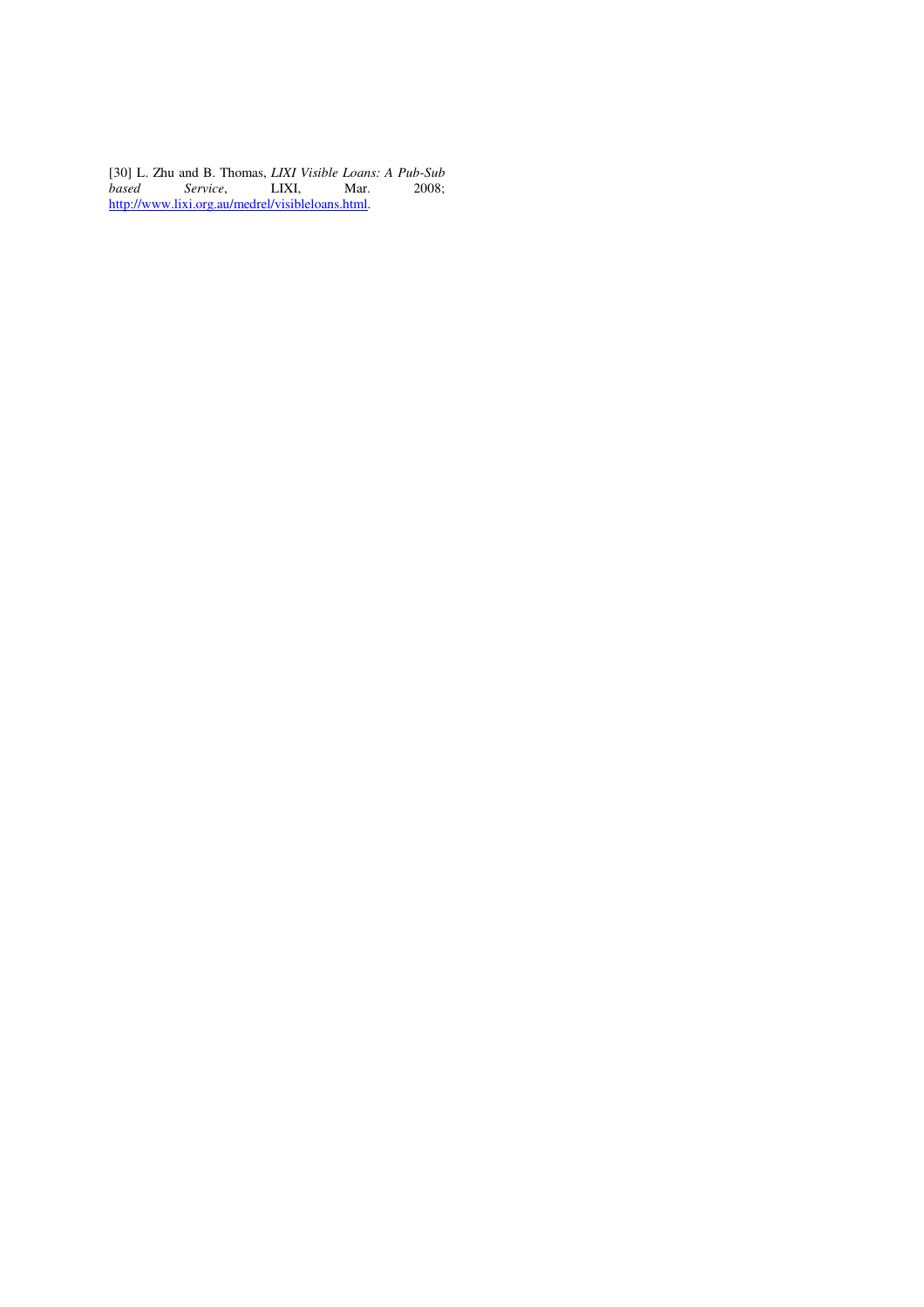[30] L. Zhu and B. Thomas, *LIXI Visible Loans: A Pub-Sub based Service*, LIXI, Mar. 2008; http://www.lixi.org.au/medrel/visibleloans.html.